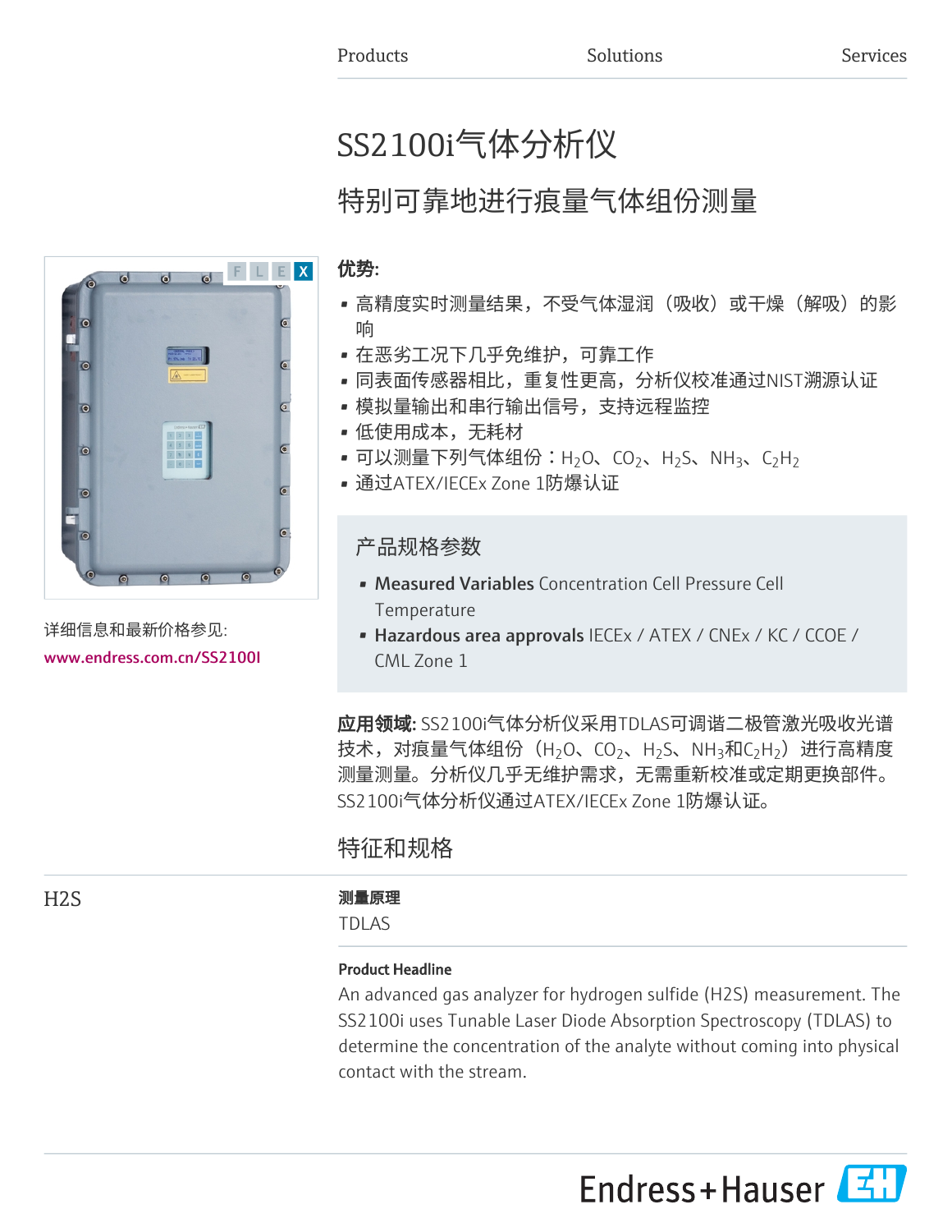Products Solutions Services

# SS2100i气体分析仪

## 特别可靠地进行痕量气体组份测量

详细信息和最新价格参见:

www.endress.com.cn/SS2100I

**优势:**

- 高精度实时测量结果，不受气体湿润（吸收）或干燥（解吸）的影响
- 在恶劣工况下几乎免维护，可靠工作
- 同表面传感器相比，重复性更高，分析仪校准通过NIST溯源认证
- 模拟量输出和串行输出信号，支持远程监控
- 低使用成本，无耗材
- 可以测量下列气体组份：$H_2O$、$CO_2$、$H_2S$、$NH_3$、$C_2H_2$
- 通过ATEX/IECEx Zone 1防爆认证

### 产品规格参数

- **Measured Variables** Concentration Cell Pressure Cell Temperature
- **Hazardous area approvals** IECEx / ATEX / CNEx / KC / CCOE / CML Zone 1

**应用领域:** SS2100i气体分析仪采用TDLAS可调谐二极管激光吸收光谱技术，对痕量气体组份（$H_2O$、$CO_2$、$H_2S$、$NH_3$和$C_2H_2$）进行高精度测量测量。分析仪几乎无维护需求，无需重新校准或定期更换部件。SS2100i气体分析仪通过ATEX/IECEx Zone 1防爆认证。

## 特征和规格

### H2S

**测量原理**

TDLAS

**Product Headline**

An advanced gas analyzer for hydrogen sulfide (H2S) measurement. The SS2100i uses Tunable Laser Diode Absorption Spectroscopy (TDLAS) to determine the concentration of the analyte without coming into physical contact with the stream.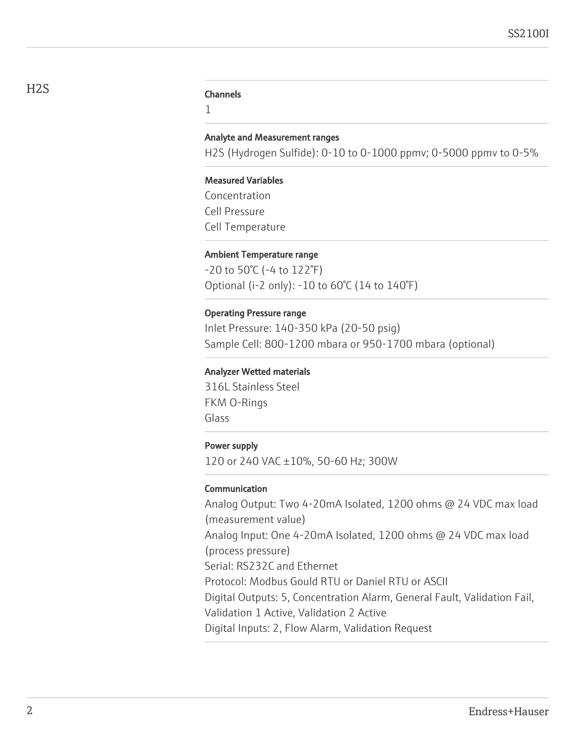## H2S

### Channels

1

### Analyte and Measurement ranges

H2S (Hydrogen Sulfide): 0-10 to 0-1000 ppmv; 0-5000 ppmv to 0-5%

### Measured Variables

Concentration
Cell Pressure
Cell Temperature

### Ambient Temperature range

-20 to 50°C (-4 to 122°F)
Optional (i-2 only): -10 to 60°C (14 to 140°F)

### Operating Pressure range

Inlet Pressure: 140-350 kPa (20-50 psig)
Sample Cell: 800-1200 mbara or 950-1700 mbara (optional)

### Analyzer Wetted materials

316L Stainless Steel
FKM O-Rings
Glass

### Power supply

120 or 240 VAC ±10%, 50-60 Hz; 300W

### Communication

Analog Output: Two 4-20mA Isolated, 1200 ohms @ 24 VDC max load (measurement value)
Analog Input: One 4-20mA Isolated, 1200 ohms @ 24 VDC max load (process pressure)
Serial: RS232C and Ethernet
Protocol: Modbus Gould RTU or Daniel RTU or ASCII
Digital Outputs: 5, Concentration Alarm, General Fault, Validation Fail, Validation 1 Active, Validation 2 Active
Digital Inputs: 2, Flow Alarm, Validation Request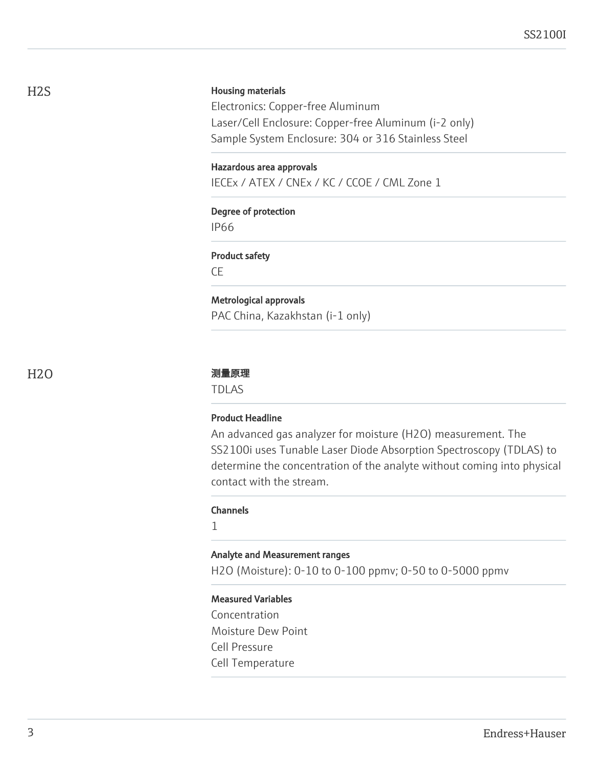## H2S

**Housing materials**

Electronics: Copper-free Aluminum
Laser/Cell Enclosure: Copper-free Aluminum (i-2 only)
Sample System Enclosure: 304 or 316 Stainless Steel

**Hazardous area approvals**

IECEx / ATEX / CNEx / KC / CCOE / CML Zone 1

**Degree of protection**

IP66

**Product safety**

CE

**Metrological approvals**

PAC China, Kazakhstan (i-1 only)

## H2O

**测量原理**

TDLAS

**Product Headline**

An advanced gas analyzer for moisture (H2O) measurement. The SS2100i uses Tunable Laser Diode Absorption Spectroscopy (TDLAS) to determine the concentration of the analyte without coming into physical contact with the stream.

**Channels**

1

**Analyte and Measurement ranges**

H2O (Moisture): 0-10 to 0-100 ppmv; 0-50 to 0-5000 ppmv

**Measured Variables**

Concentration
Moisture Dew Point
Cell Pressure
Cell Temperature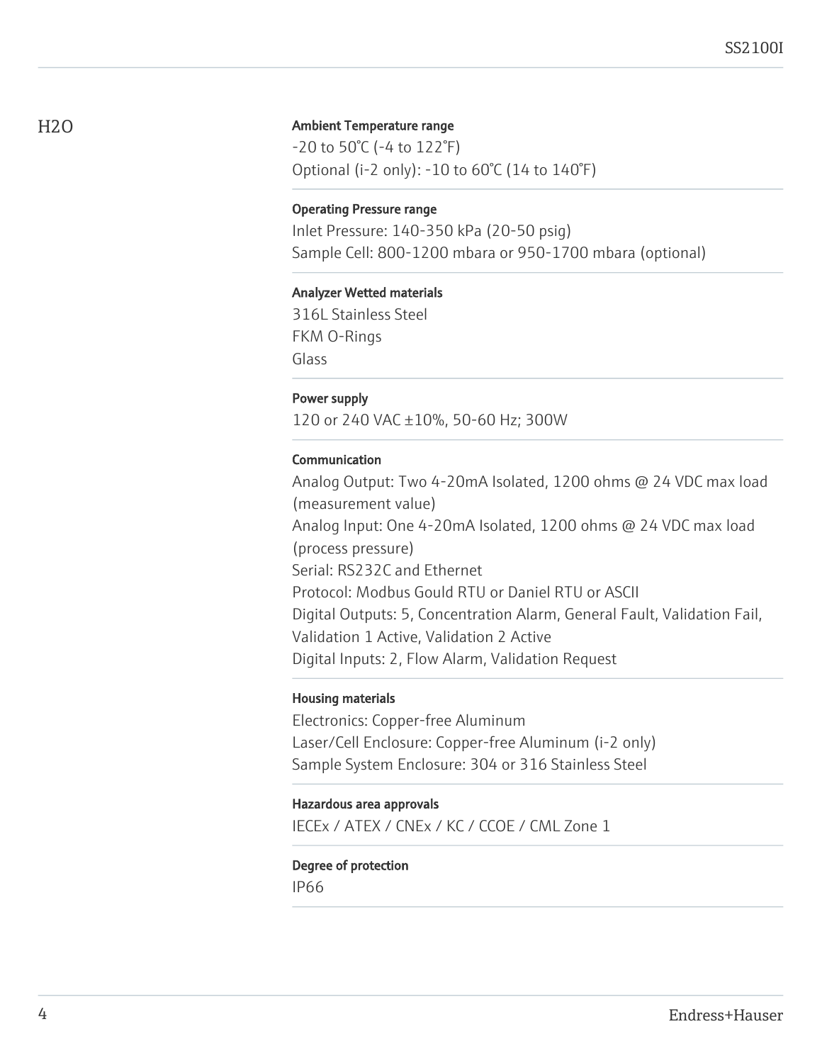## H2O

**Ambient Temperature range**

-20 to 50°C (-4 to 122°F)
Optional (i-2 only): -10 to 60°C (14 to 140°F)

**Operating Pressure range**

Inlet Pressure: 140-350 kPa (20-50 psig)
Sample Cell: 800-1200 mbara or 950-1700 mbara (optional)

**Analyzer Wetted materials**

316L Stainless Steel
FKM O-Rings
Glass

**Power supply**

120 or 240 VAC ±10%, 50-60 Hz; 300W

**Communication**

Analog Output: Two 4-20mA Isolated, 1200 ohms @ 24 VDC max load (measurement value)
Analog Input: One 4-20mA Isolated, 1200 ohms @ 24 VDC max load (process pressure)
Serial: RS232C and Ethernet
Protocol: Modbus Gould RTU or Daniel RTU or ASCII
Digital Outputs: 5, Concentration Alarm, General Fault, Validation Fail, Validation 1 Active, Validation 2 Active
Digital Inputs: 2, Flow Alarm, Validation Request

**Housing materials**

Electronics: Copper-free Aluminum
Laser/Cell Enclosure: Copper-free Aluminum (i-2 only)
Sample System Enclosure: 304 or 316 Stainless Steel

**Hazardous area approvals**

IECEx / ATEX / CNEx / KC / CCOE / CML Zone 1

**Degree of protection**

IP66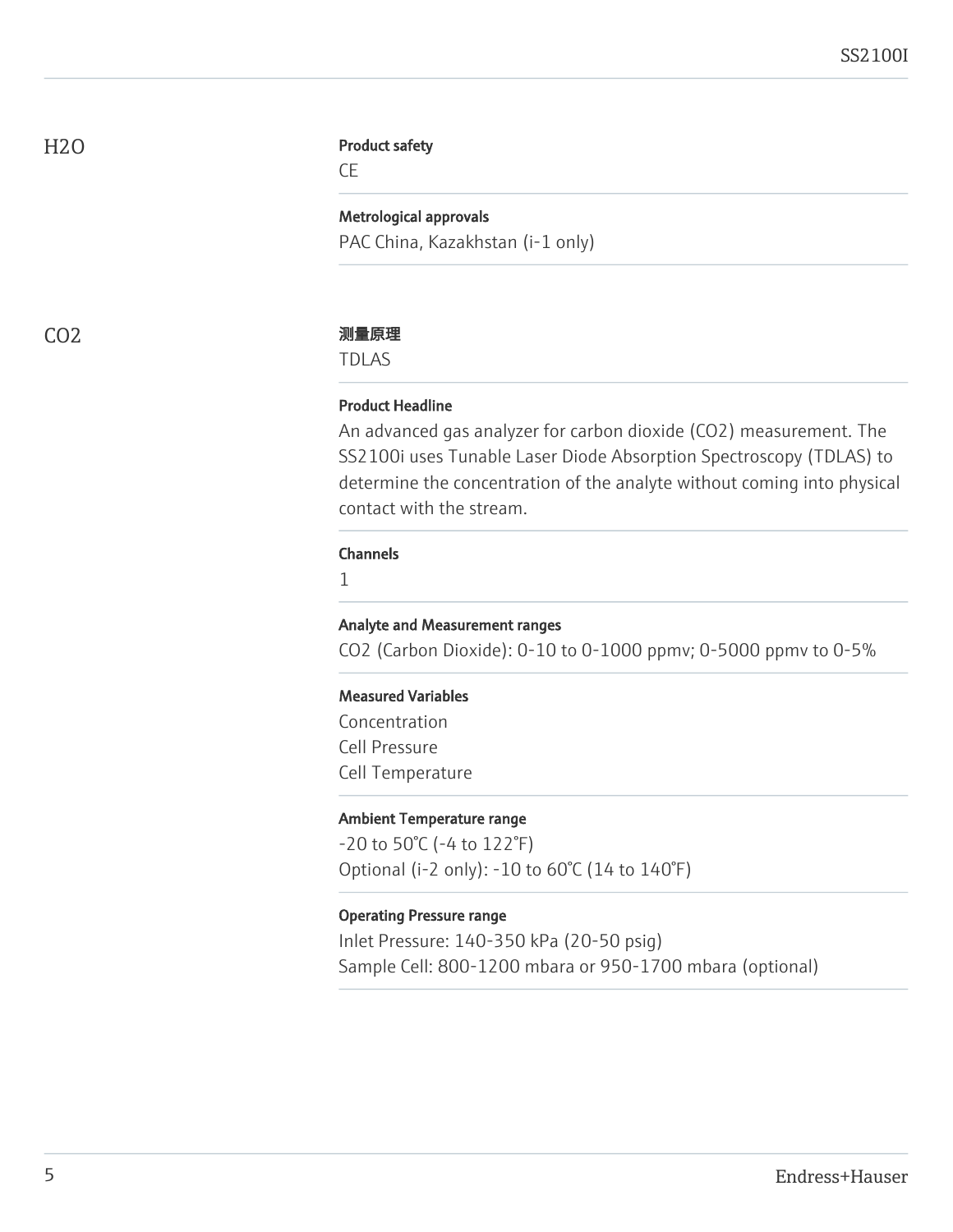## H2O

**Product safety**

CE

**Metrological approvals**

PAC China, Kazakhstan (i-1 only)

## CO2

**测量原理**

TDLAS

**Product Headline**

An advanced gas analyzer for carbon dioxide ($CO_2$) measurement. The SS2100i uses Tunable Laser Diode Absorption Spectroscopy (TDLAS) to determine the concentration of the analyte without coming into physical contact with the stream.

**Channels**

1

**Analyte and Measurement ranges**

$CO_2$ (Carbon Dioxide): 0-10 to 0-1000 ppmv; 0-5000 ppmv to 0-5%

**Measured Variables**

Concentration
Cell Pressure
Cell Temperature

**Ambient Temperature range**

-20 to 50°C (-4 to 122°F)
Optional (i-2 only): -10 to 60°C (14 to 140°F)

**Operating Pressure range**

Inlet Pressure: 140-350 kPa (20-50 psig)
Sample Cell: 800-1200 mbara or 950-1700 mbara (optional)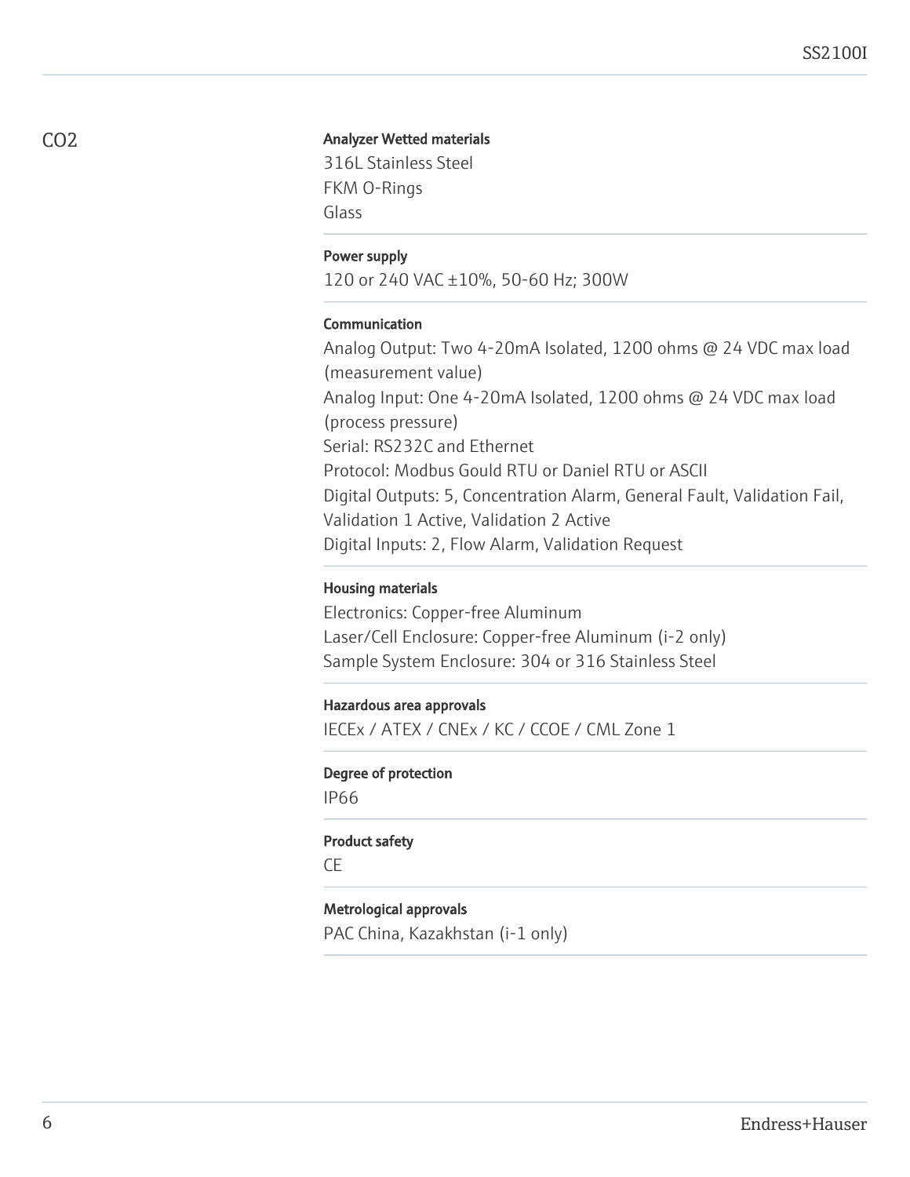## $CO_2$

### Analyzer Wetted materials

316L Stainless Steel
FKM O-Rings
Glass

### Power supply

120 or 240 VAC ±10%, 50-60 Hz; 300W

### Communication

Analog Output: Two 4-20mA Isolated, 1200 ohms @ 24 VDC max load (measurement value)
Analog Input: One 4-20mA Isolated, 1200 ohms @ 24 VDC max load (process pressure)
Serial: RS232C and Ethernet
Protocol: Modbus Gould RTU or Daniel RTU or ASCII
Digital Outputs: 5, Concentration Alarm, General Fault, Validation Fail, Validation 1 Active, Validation 2 Active
Digital Inputs: 2, Flow Alarm, Validation Request

### Housing materials

Electronics: Copper-free Aluminum
Laser/Cell Enclosure: Copper-free Aluminum (i-2 only)
Sample System Enclosure: 304 or 316 Stainless Steel

### Hazardous area approvals

IECEx / ATEX / CNEx / KC / CCOE / CML Zone 1

### Degree of protection

IP66

### Product safety

CE

### Metrological approvals

PAC China, Kazakhstan (i-1 only)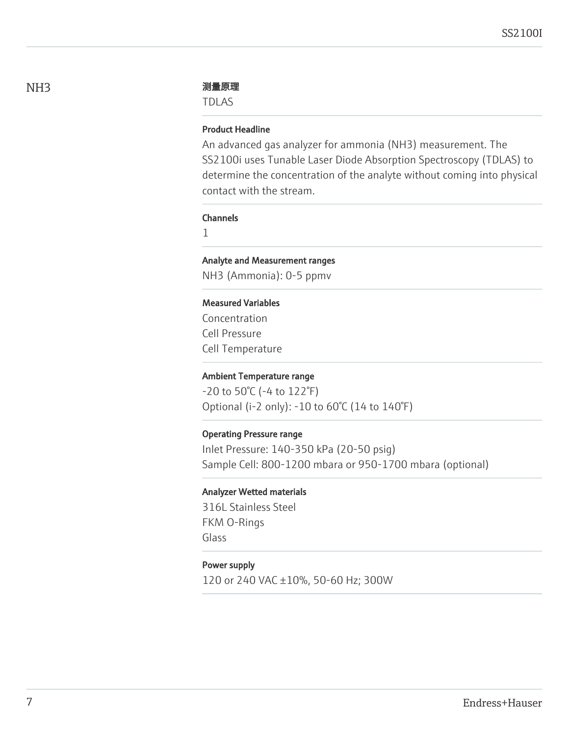## NH3

### 测量原理

TDLAS

### Product Headline

An advanced gas analyzer for ammonia ($NH_3$) measurement. The SS2100i uses Tunable Laser Diode Absorption Spectroscopy (TDLAS) to determine the concentration of the analyte without coming into physical contact with the stream.

### Channels

1

### Analyte and Measurement ranges

$NH_3$ (Ammonia): 0-5 ppmv

### Measured Variables

Concentration
Cell Pressure
Cell Temperature

### Ambient Temperature range

-20 to 50°C (-4 to 122°F)
Optional (i-2 only): -10 to 60°C (14 to 140°F)

### Operating Pressure range

Inlet Pressure: 140-350 kPa (20-50 psig)
Sample Cell: 800-1200 mbara or 950-1700 mbara (optional)

### Analyzer Wetted materials

316L Stainless Steel
FKM O-Rings
Glass

### Power supply

120 or 240 VAC ±10%, 50-60 Hz; 300W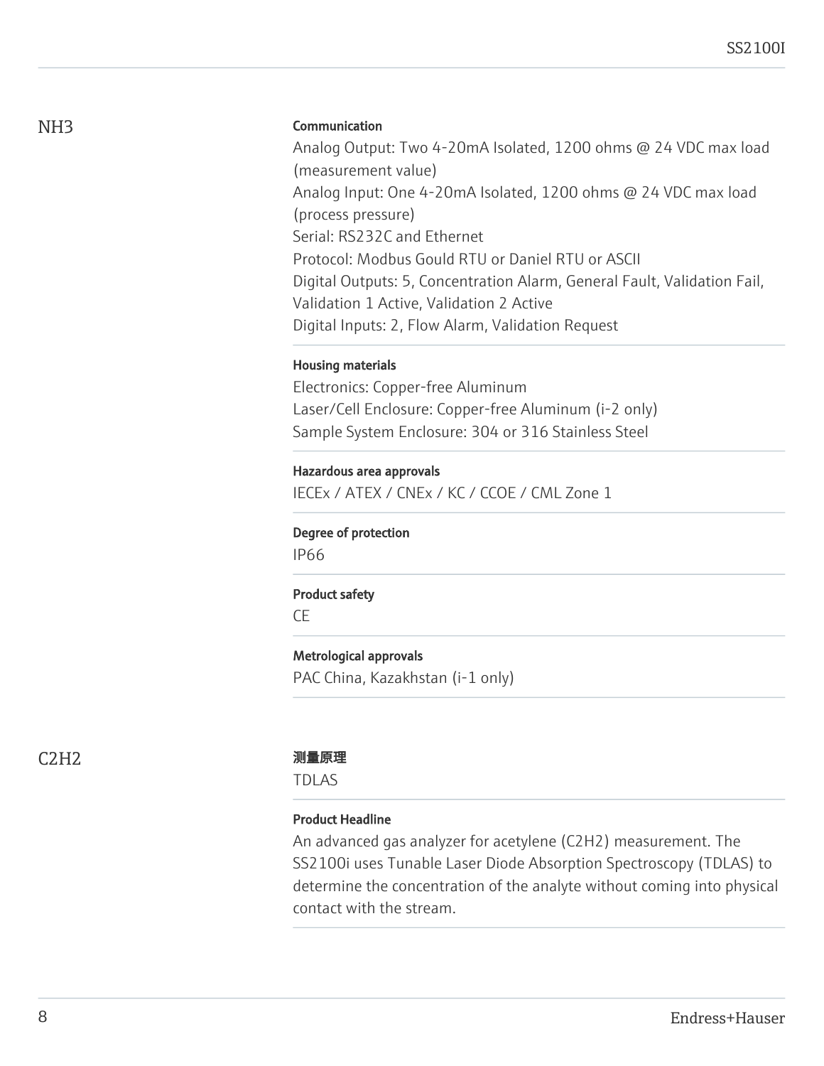## NH3

### Communication

Analog Output: Two 4-20mA Isolated, 1200 ohms @ 24 VDC max load (measurement value)
Analog Input: One 4-20mA Isolated, 1200 ohms @ 24 VDC max load (process pressure)
Serial: RS232C and Ethernet
Protocol: Modbus Gould RTU or Daniel RTU or ASCII
Digital Outputs: 5, Concentration Alarm, General Fault, Validation Fail, Validation 1 Active, Validation 2 Active
Digital Inputs: 2, Flow Alarm, Validation Request

### Housing materials

Electronics: Copper-free Aluminum
Laser/Cell Enclosure: Copper-free Aluminum (i-2 only)
Sample System Enclosure: 304 or 316 Stainless Steel

### Hazardous area approvals

IECEx / ATEX / CNEx / KC / CCOE / CML Zone 1

### Degree of protection

IP66

### Product safety

CE

### Metrological approvals

PAC China, Kazakhstan (i-1 only)

## C2H2

### 测量原理

TDLAS

### Product Headline

An advanced gas analyzer for acetylene (C2H2) measurement. The SS2100i uses Tunable Laser Diode Absorption Spectroscopy (TDLAS) to determine the concentration of the analyte without coming into physical contact with the stream.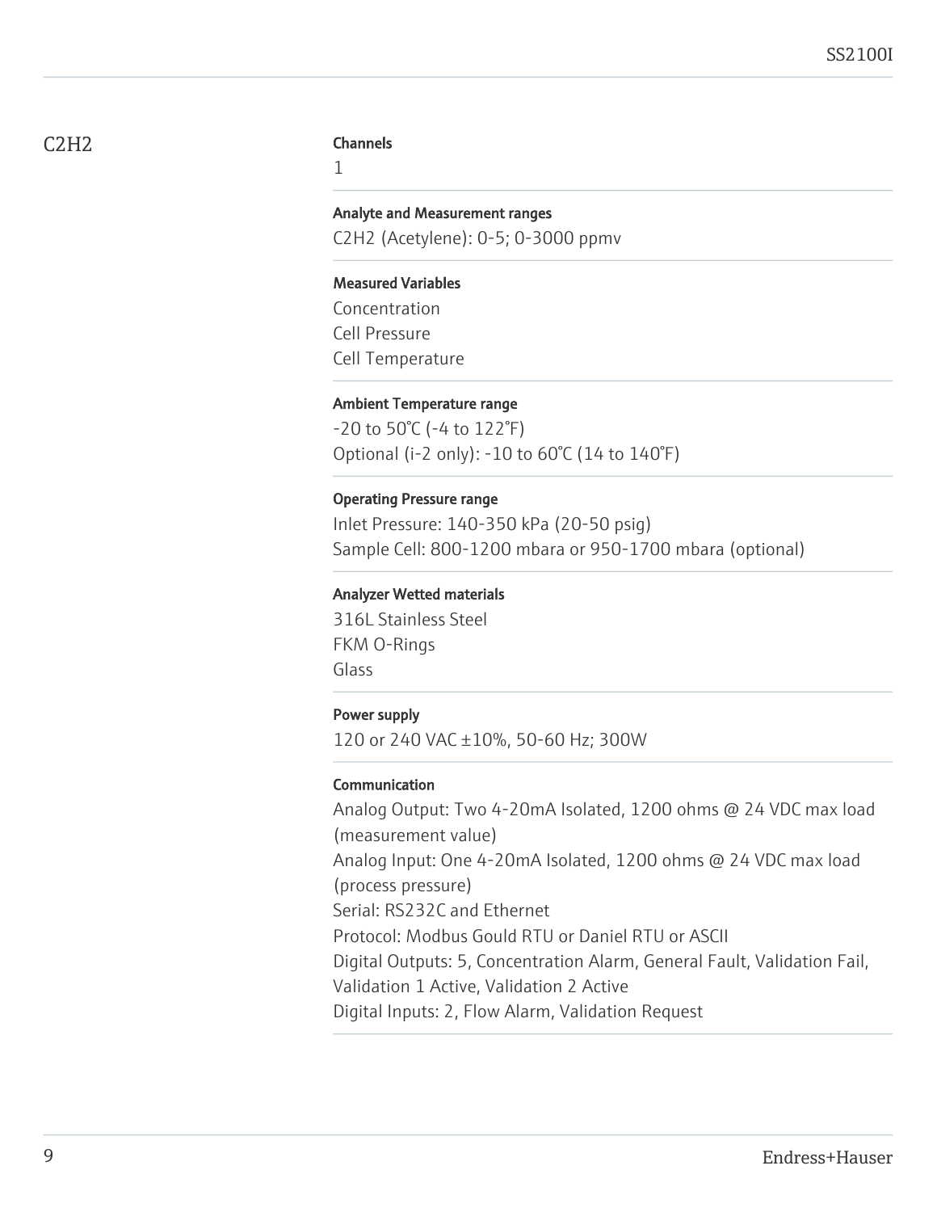## C2H2

**Channels**

1

**Analyte and Measurement ranges**

$C_2H_2$ (Acetylene): 0-5; 0-3000 ppmv

**Measured Variables**

Concentration
Cell Pressure
Cell Temperature

**Ambient Temperature range**

-20 to 50°C (-4 to 122°F)
Optional (i-2 only): -10 to 60°C (14 to 140°F)

**Operating Pressure range**

Inlet Pressure: 140-350 kPa (20-50 psig)
Sample Cell: 800-1200 mbara or 950-1700 mbara (optional)

**Analyzer Wetted materials**

316L Stainless Steel
FKM O-Rings
Glass

**Power supply**

120 or 240 VAC ±10%, 50-60 Hz; 300W

**Communication**

Analog Output: Two 4-20mA Isolated, 1200 ohms @ 24 VDC max load (measurement value)
Analog Input: One 4-20mA Isolated, 1200 ohms @ 24 VDC max load (process pressure)
Serial: RS232C and Ethernet
Protocol: Modbus Gould RTU or Daniel RTU or ASCII
Digital Outputs: 5, Concentration Alarm, General Fault, Validation Fail, Validation 1 Active, Validation 2 Active
Digital Inputs: 2, Flow Alarm, Validation Request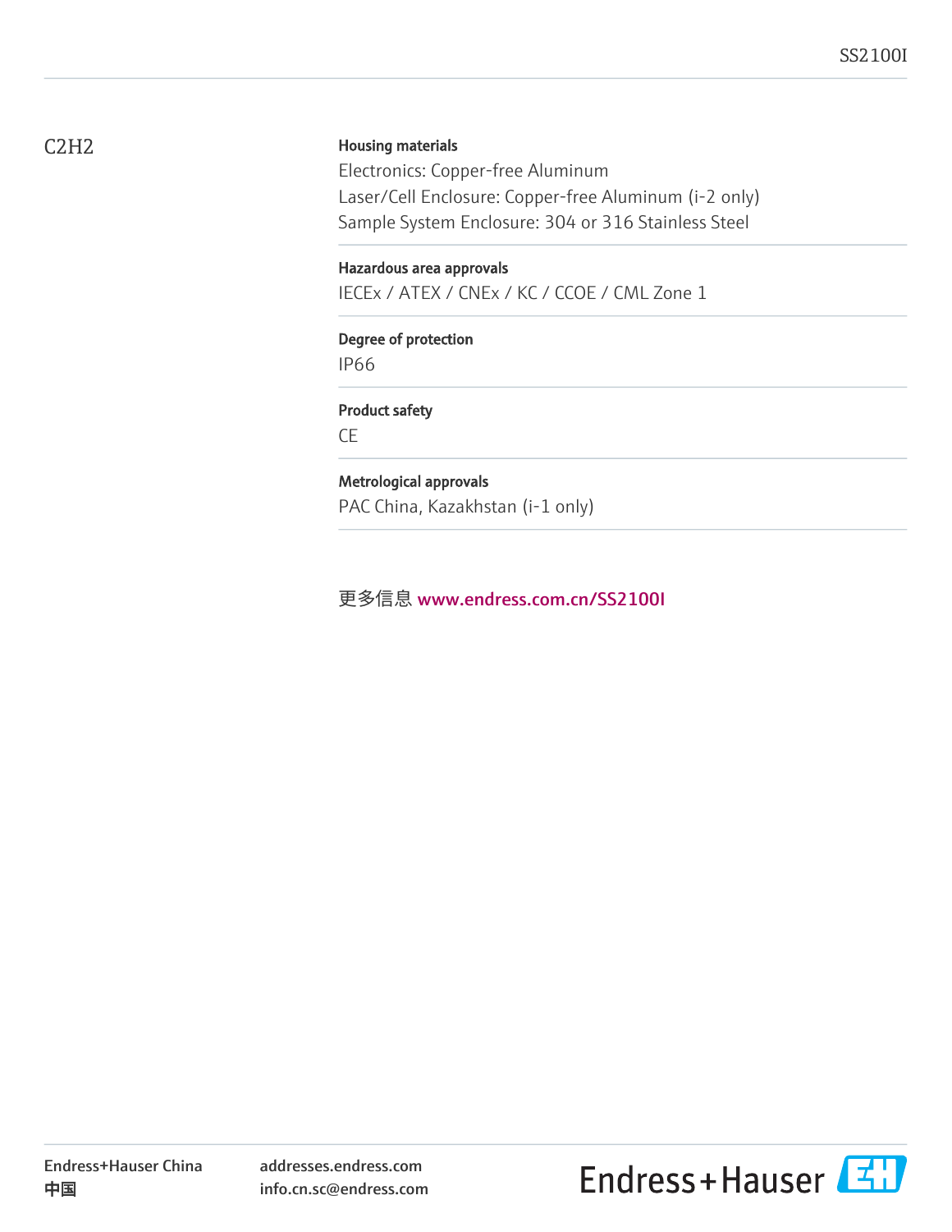C2H2

**Housing materials**

Electronics: Copper-free Aluminum

Laser/Cell Enclosure: Copper-free Aluminum (i-2 only)

Sample System Enclosure: 304 or 316 Stainless Steel

**Hazardous area approvals**

IECEx / ATEX / CNEx / KC / CCOE / CML Zone 1

**Degree of protection**

IP66

**Product safety**

CE

**Metrological approvals**

PAC China, Kazakhstan (i-1 only)

更多信息 www.endress.com.cn/SS2100I

Endress+Hauser China
中国

addresses.endress.com
info.cn.sc@endress.com